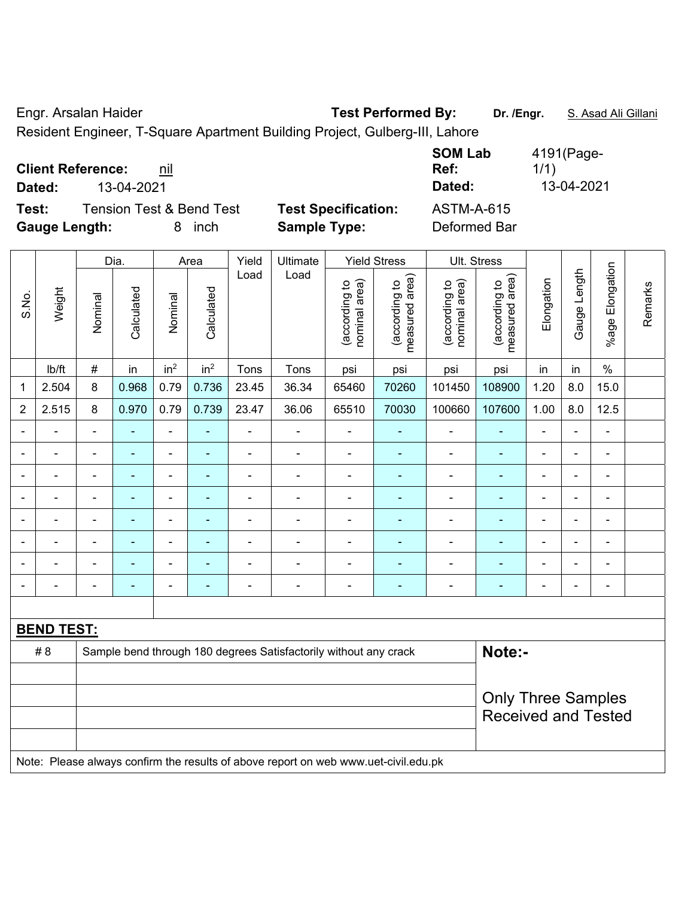Engr. Arsalan Haider **Test Performed By:** **Dr. /Engr.** S. Asad Ali Gillani

Resident Engineer, T-Square Apartment Building Project, Gulberg-III, Lahore

**Client Reference:** nil **SOM Lab Ref:** 4191(Page-1/1)

**Dated:** 13-04-2021 **Dated:** 13-04-2021

**Test:** Tension Test & Bend Test **Test Specification:** ASTM-A-615

**Gauge Length:** 8 inch **Sample Type:** Deformed Bar

| S.No. | Weight | Dia. | | Area | | Yield Load | Ultimate Load | Yield Stress | | Ult. Stress | | Elongation | Gauge Length | %age Elongation | Remarks |
|---|---|---|---|---|---|---|---|---|---|---|---|---|---|---|---|
| | | Nominal | Calculated | Nominal | Calculated | | | (according to nominal area) | (according to measured area) | (according to nominal area) | (according to measured area) | | | | |
| | lb/ft | # | in | in$^2$ | in$^2$ | Tons | Tons | psi | psi | psi | psi | in | in | % | |
| 1 | 2.504 | 8 | 0.968 | 0.79 | 0.736 | 23.45 | 36.34 | 65460 | 70260 | 101450 | 108900 | 1.20 | 8.0 | 15.0 | |
| 2 | 2.515 | 8 | 0.970 | 0.79 | 0.739 | 23.47 | 36.06 | 65510 | 70030 | 100660 | 107600 | 1.00 | 8.0 | 12.5 | |
| - | - | - | - | - | - | - | - | - | - | - | - | - | - | - | |
| - | - | - | - | - | - | - | - | - | - | - | - | - | - | - | |
| - | - | - | - | - | - | - | - | - | - | - | - | - | - | - | |
| - | - | - | - | - | - | - | - | - | - | - | - | - | - | - | |
| - | - | - | - | - | - | - | - | - | - | - | - | - | - | - | |
| - | - | - | - | - | - | - | - | - | - | - | - | - | - | - | |
| - | - | - | - | - | - | - | - | - | - | - | - | - | - | - | |
| - | - | - | - | - | - | - | - | - | - | - | - | - | - | - | |

**BEND TEST:**

| | | |
|---|---|---|
| # 8 | Sample bend through 180 degrees Satisfactorily without any crack | **Note:-** Only Three Samples Received and Tested |

Note: Please always confirm the results of above report on web www.uet-civil.edu.pk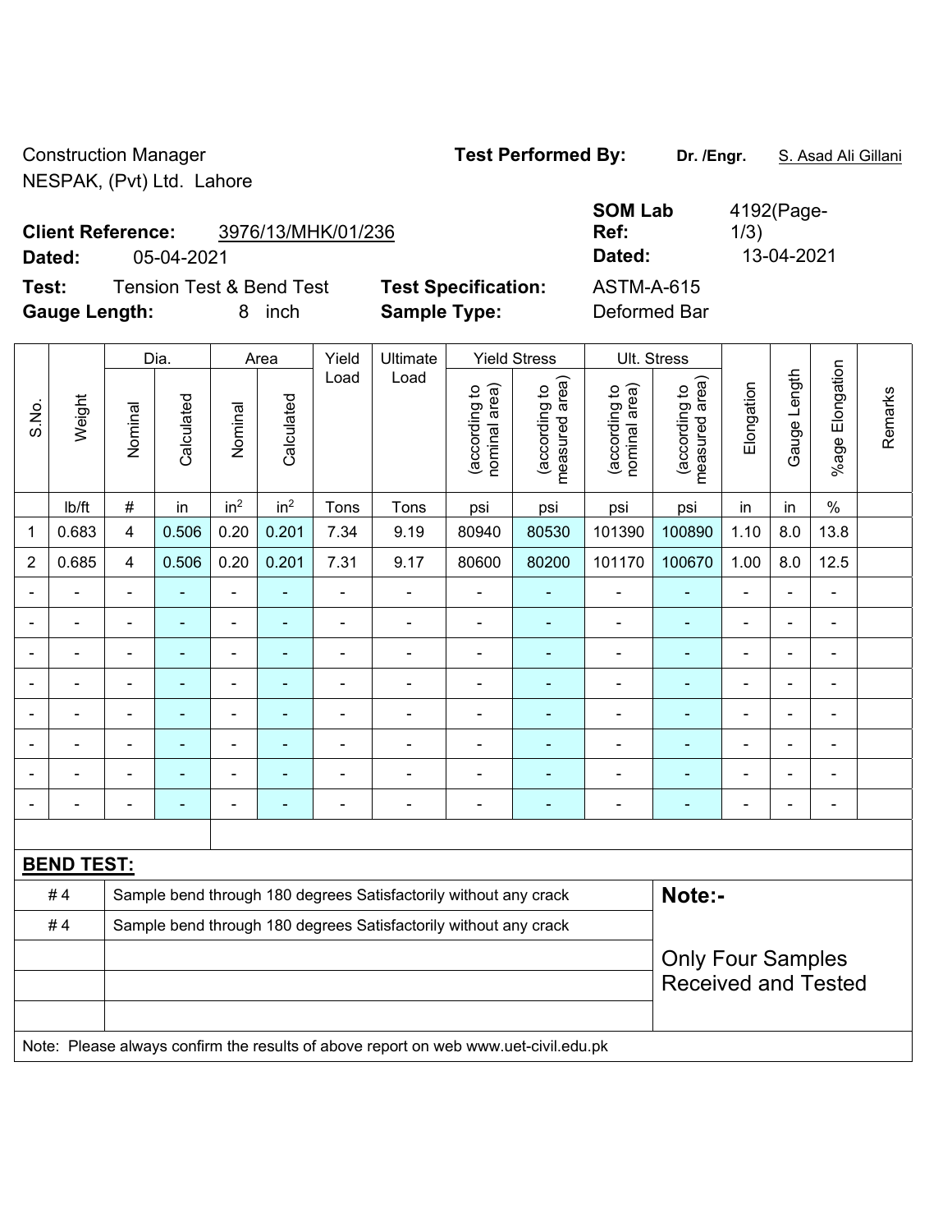Construction Manager
NESPAK, (Pvt) Ltd. Lahore

**Test Performed By:** **Dr. /Engr.** S. Asad Ali Gillani

**Client Reference:** 3976/13/MHK/01/236

**Dated:** 05-04-2021

**SOM Lab Ref:** 4192(Page-1/3)

**Dated:** 13-04-2021

**Test:** Tension Test & Bend Test

**Test Specification:** ASTM-A-615

**Gauge Length:** 8 inch

**Sample Type:** Deformed Bar

| S.No. | Weight | Dia. | | Area | | Yield Load | Ultimate Load | Yield Stress | | Ult. Stress | | Elongation | Gauge Length | %age Elongation | Remarks |
|---|---|---|---|---|---|---|---|---|---|---|---|---|---|---|---|
| | | Nominal | Calculated | Nominal | Calculated | | | (according to nominal area) | (according to measured area) | (according to nominal area) | (according to measured area) | | | | |
| | lb/ft | # | in | in² | in² | Tons | Tons | psi | psi | psi | psi | in | in | % | |
| 1 | 0.683 | 4 | 0.506 | 0.20 | 0.201 | 7.34 | 9.19 | 80940 | 80530 | 101390 | 100890 | 1.10 | 8.0 | 13.8 | |
| 2 | 0.685 | 4 | 0.506 | 0.20 | 0.201 | 7.31 | 9.17 | 80600 | 80200 | 101170 | 100670 | 1.00 | 8.0 | 12.5 | |
| - | - | - | - | - | - | - | - | - | - | - | - | - | - | - | |
| - | - | - | - | - | - | - | - | - | - | - | - | - | - | - | |
| - | - | - | - | - | - | - | - | - | - | - | - | - | - | - | |
| - | - | - | - | - | - | - | - | - | - | - | - | - | - | - | |
| - | - | - | - | - | - | - | - | - | - | - | - | - | - | - | |
| - | - | - | - | - | - | - | - | - | - | - | - | - | - | - | |
| - | - | - | - | - | - | - | - | - | - | - | - | - | - | - | |
| - | - | - | - | - | - | - | - | - | - | - | - | - | - | - | |

**BEND TEST:**

| | | |
|---|---|---|
| # 4 | Sample bend through 180 degrees Satisfactorily without any crack | **Note:-** |
| # 4 | Sample bend through 180 degrees Satisfactorily without any crack | Only Four Samples Received and Tested |

Note: Please always confirm the results of above report on web www.uet-civil.edu.pk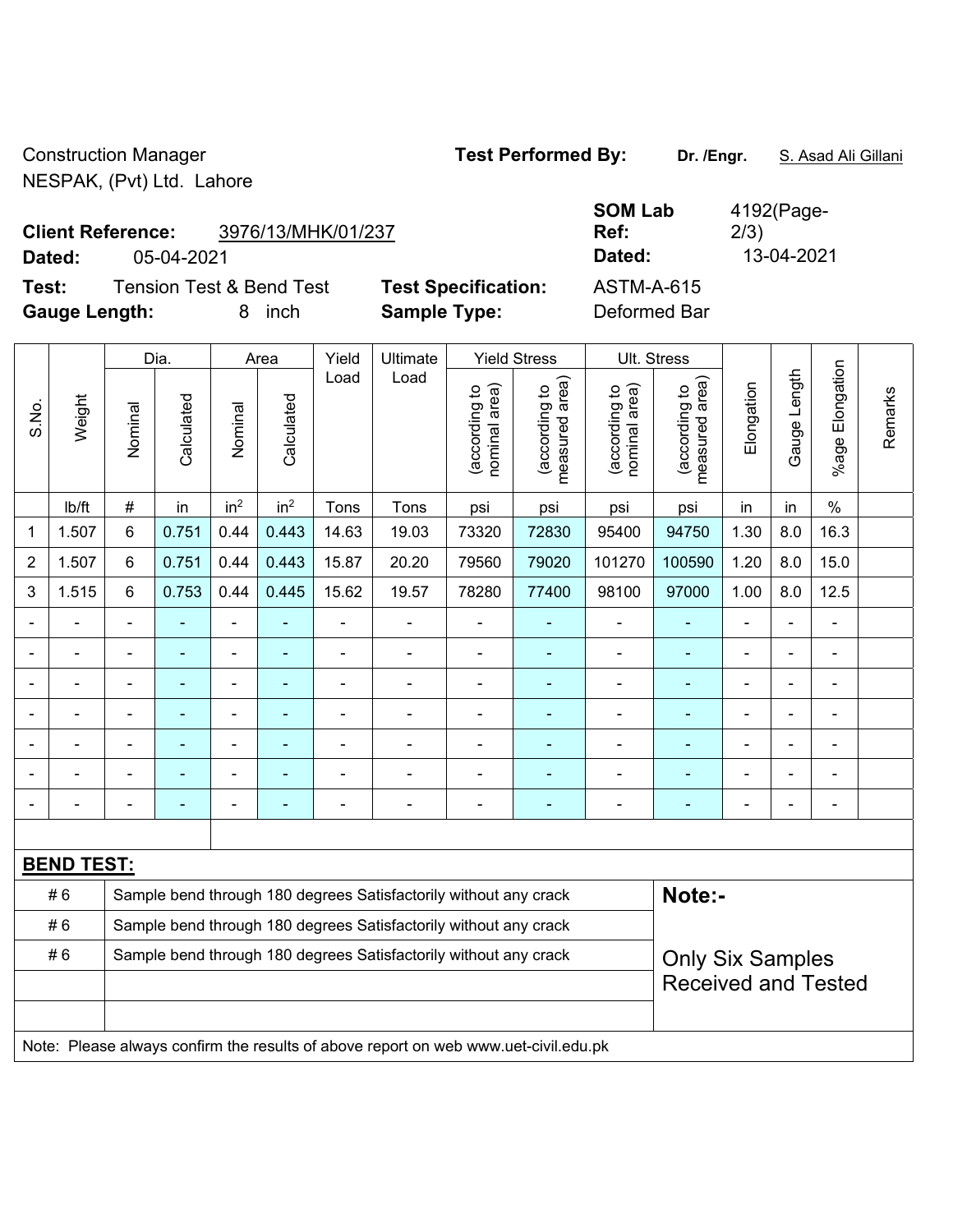Construction Manager
NESPAK, (Pvt) Ltd. Lahore

**Test Performed By:** **Dr. /Engr.** S. Asad Ali Gillani

**Client Reference:** 3976/13/MHK/01/237

**Dated:** 05-04-2021

**SOM Lab Ref:** 4192(Page-2/3)

**Dated:** 13-04-2021

**Test:** Tension Test & Bend Test

**Gauge Length:** 8 inch

**Test Specification:** ASTM-A-615

**Sample Type:** Deformed Bar

| S.No. | Weight | Dia. | | Area | | Yield Load | Ultimate Load | Yield Stress | | Ult. Stress | | Elongation | Gauge Length | %age Elongation | Remarks |
|---|---|---|---|---|---|---|---|---|---|---|---|---|---|---|---|
| | | Nominal | Calculated | Nominal | Calculated | | | (according to nominal area) | (according to measured area) | (according to nominal area) | (according to measured area) | | | | |
| | lb/ft | # | in | in² | in² | Tons | Tons | psi | psi | psi | psi | in | in | % | |
| 1 | 1.507 | 6 | 0.751 | 0.44 | 0.443 | 14.63 | 19.03 | 73320 | 72830 | 95400 | 94750 | 1.30 | 8.0 | 16.3 | |
| 2 | 1.507 | 6 | 0.751 | 0.44 | 0.443 | 15.87 | 20.20 | 79560 | 79020 | 101270 | 100590 | 1.20 | 8.0 | 15.0 | |
| 3 | 1.515 | 6 | 0.753 | 0.44 | 0.445 | 15.62 | 19.57 | 78280 | 77400 | 98100 | 97000 | 1.00 | 8.0 | 12.5 | |
| - | - | - | - | - | - | - | - | - | - | - | - | - | - | - | |
| - | - | - | - | - | - | - | - | - | - | - | - | - | - | - | |
| - | - | - | - | - | - | - | - | - | - | - | - | - | - | - | |
| - | - | - | - | - | - | - | - | - | - | - | - | - | - | - | |
| - | - | - | - | - | - | - | - | - | - | - | - | - | - | - | |
| - | - | - | - | - | - | - | - | - | - | - | - | - | - | - | |
| - | - | - | - | - | - | - | - | - | - | - | - | - | - | - | |

**BEND TEST:**

| | | |
|---|---|---|
| # 6 | Sample bend through 180 degrees Satisfactorily without any crack | **Note:-** |
| # 6 | Sample bend through 180 degrees Satisfactorily without any crack | |
| # 6 | Sample bend through 180 degrees Satisfactorily without any crack | Only Six Samples Received and Tested |
| | | |
| | | |

Note: Please always confirm the results of above report on web www.uet-civil.edu.pk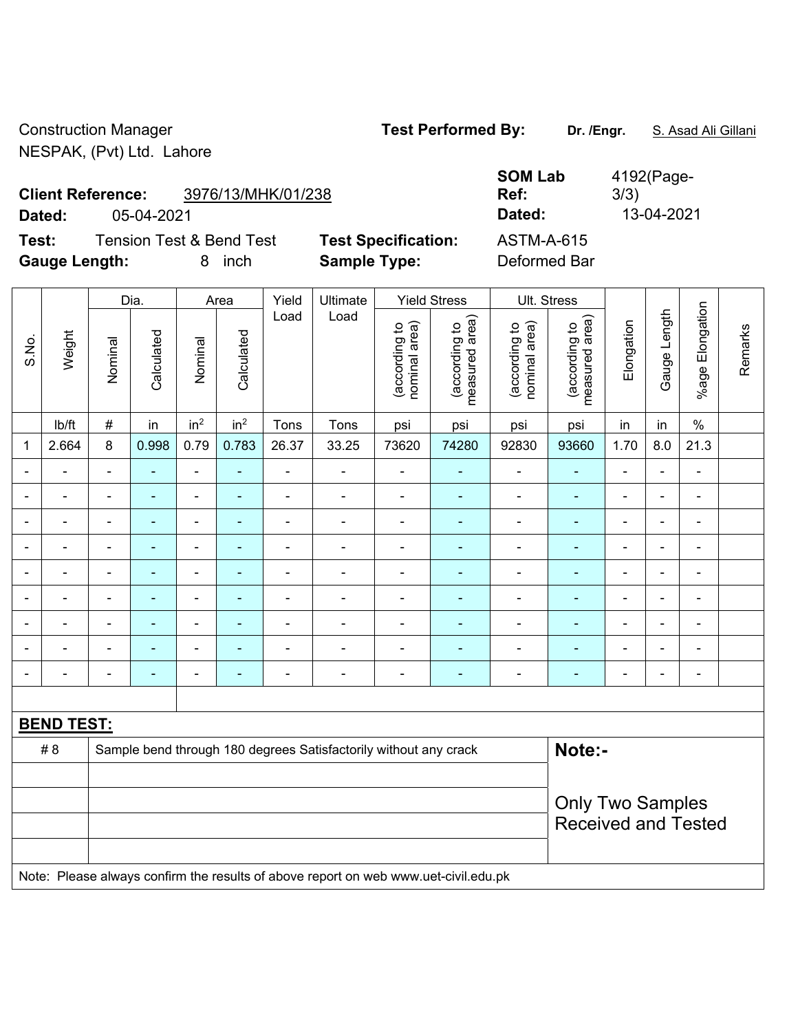Construction Manager
NESPAK, (Pvt) Ltd. Lahore

**Test Performed By:** **Dr. /Engr.** S. Asad Ali Gillani

**Client Reference:** 3976/13/MHK/01/238
**Dated:** 05-04-2021

**SOM Lab Ref:** 4192(Page-3/3)
**Dated:** 13-04-2021

**Test:** Tension Test & Bend Test
**Gauge Length:** 8 inch

**Test Specification:** ASTM-A-615
**Sample Type:** Deformed Bar

| S.No. | Weight | Dia. | | Area | | Yield Load | Ultimate Load | Yield Stress | | Ult. Stress | | Elongation | Gauge Length | %age Elongation | Remarks |
|---|---|---|---|---|---|---|---|---|---|---|---|---|---|---|---|
| | | Nominal | Calculated | Nominal | Calculated | | | (according to nominal area) | (according to measured area) | (according to nominal area) | (according to measured area) | | | | |
| | lb/ft | # | in | $in^2$ | $in^2$ | Tons | Tons | psi | psi | psi | psi | in | in | % | |
| 1 | 2.664 | 8 | 0.998 | 0.79 | 0.783 | 26.37 | 33.25 | 73620 | 74280 | 92830 | 93660 | 1.70 | 8.0 | 21.3 | |
| - | - | - | - | - | - | - | - | - | - | - | - | - | - | - | |
| - | - | - | - | - | - | - | - | - | - | - | - | - | - | - | |
| - | - | - | - | - | - | - | - | - | - | - | - | - | - | - | |
| - | - | - | - | - | - | - | - | - | - | - | - | - | - | - | |
| - | - | - | - | - | - | - | - | - | - | - | - | - | - | - | |
| - | - | - | - | - | - | - | - | - | - | - | - | - | - | - | |
| - | - | - | - | - | - | - | - | - | - | - | - | - | - | - | |
| - | - | - | - | - | - | - | - | - | - | - | - | - | - | - | |
| - | - | - | - | - | - | - | - | - | - | - | - | - | - | - | |

**BEND TEST:**

| # 8 | Sample bend through 180 degrees Satisfactorily without any crack |
|---|---|

**Note:-**

Only Two Samples Received and Tested

Note: Please always confirm the results of above report on web www.uet-civil.edu.pk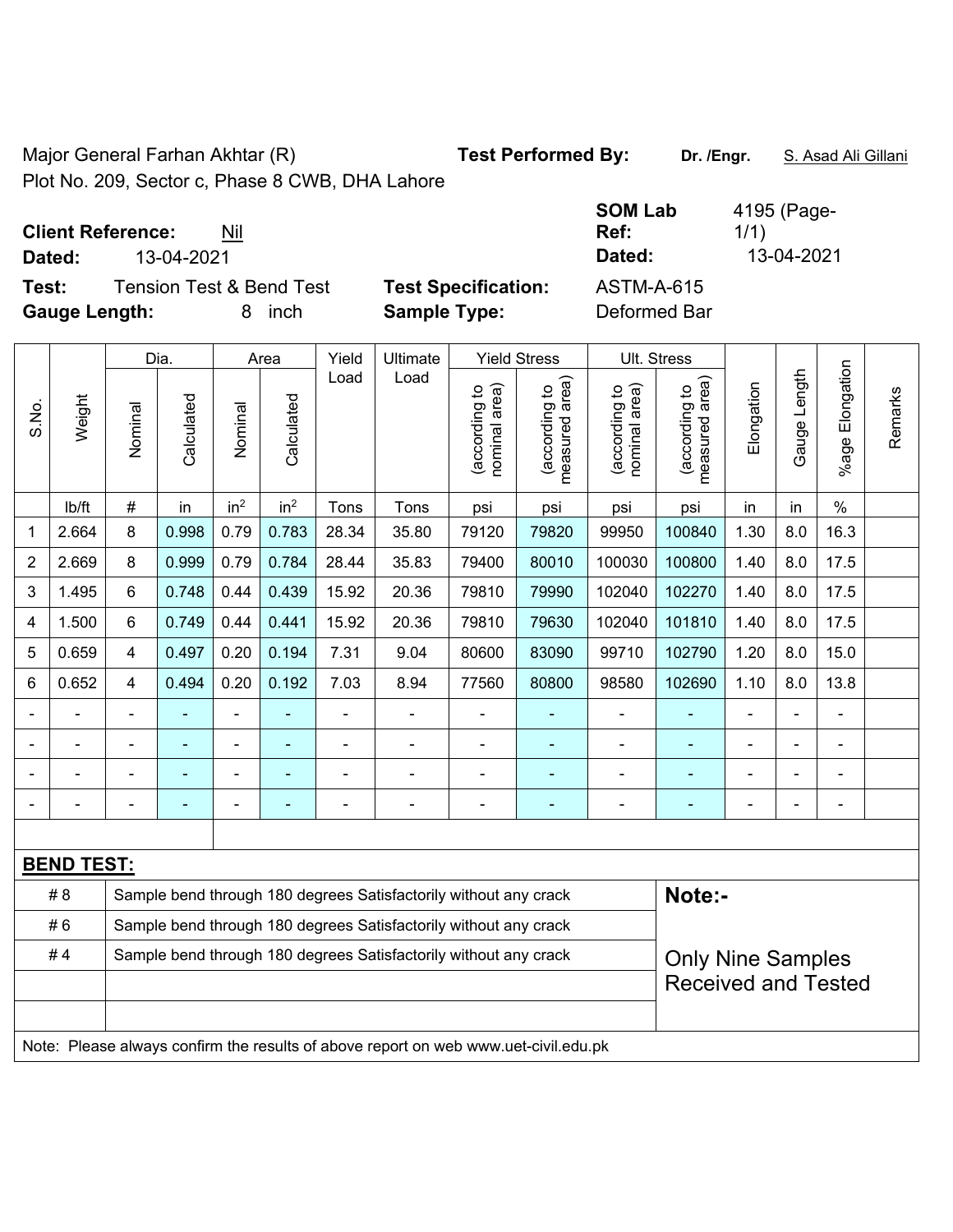Major General Farhan Akhtar (R)
Plot No. 209, Sector c, Phase 8 CWB, DHA Lahore

**Test Performed By:** **Dr. /Engr.** S. Asad Ali Gillani

**Client Reference:** Nil
**Dated:** 13-04-2021

**SOM Lab Ref:** 4195 (Page-1/1)
**Dated:** 13-04-2021

**Test:** Tension Test & Bend Test
**Gauge Length:** 8 inch

**Test Specification:** ASTM-A-615
**Sample Type:** Deformed Bar

| S.No. | Weight | Dia. | | Area | | Yield Load | Ultimate Load | Yield Stress | | Ult. Stress | | Elongation | Gauge Length | %age Elongation | Remarks |
|---|---|---|---|---|---|---|---|---|---|---|---|---|---|---|---|
| | | Nominal | Calculated | Nominal | Calculated | | | (according to nominal area) | (according to measured area) | (according to nominal area) | (according to measured area) | | | | |
| | lb/ft | # | in | in$^2$ | in$^2$ | Tons | Tons | psi | psi | psi | psi | in | in | % | |
| 1 | 2.664 | 8 | 0.998 | 0.79 | 0.783 | 28.34 | 35.80 | 79120 | 79820 | 99950 | 100840 | 1.30 | 8.0 | 16.3 | |
| 2 | 2.669 | 8 | 0.999 | 0.79 | 0.784 | 28.44 | 35.83 | 79400 | 80010 | 100030 | 100800 | 1.40 | 8.0 | 17.5 | |
| 3 | 1.495 | 6 | 0.748 | 0.44 | 0.439 | 15.92 | 20.36 | 79810 | 79990 | 102040 | 102270 | 1.40 | 8.0 | 17.5 | |
| 4 | 1.500 | 6 | 0.749 | 0.44 | 0.441 | 15.92 | 20.36 | 79810 | 79630 | 102040 | 101810 | 1.40 | 8.0 | 17.5 | |
| 5 | 0.659 | 4 | 0.497 | 0.20 | 0.194 | 7.31 | 9.04 | 80600 | 83090 | 99710 | 102790 | 1.20 | 8.0 | 15.0 | |
| 6 | 0.652 | 4 | 0.494 | 0.20 | 0.192 | 7.03 | 8.94 | 77560 | 80800 | 98580 | 102690 | 1.10 | 8.0 | 13.8 | |
| - | - | - | - | - | - | - | - | - | - | - | - | - | - | - | |
| - | - | - | - | - | - | - | - | - | - | - | - | - | - | - | |
| - | - | - | - | - | - | - | - | - | - | - | - | - | - | - | |
| - | - | - | - | - | - | - | - | - | - | - | - | - | - | - | |

**BEND TEST:**

| | |
|---|---|
| # 8 | Sample bend through 180 degrees Satisfactorily without any crack |
| # 6 | Sample bend through 180 degrees Satisfactorily without any crack |
| # 4 | Sample bend through 180 degrees Satisfactorily without any crack |

**Note:-**

Only Nine Samples Received and Tested

Note: Please always confirm the results of above report on web www.uet-civil.edu.pk